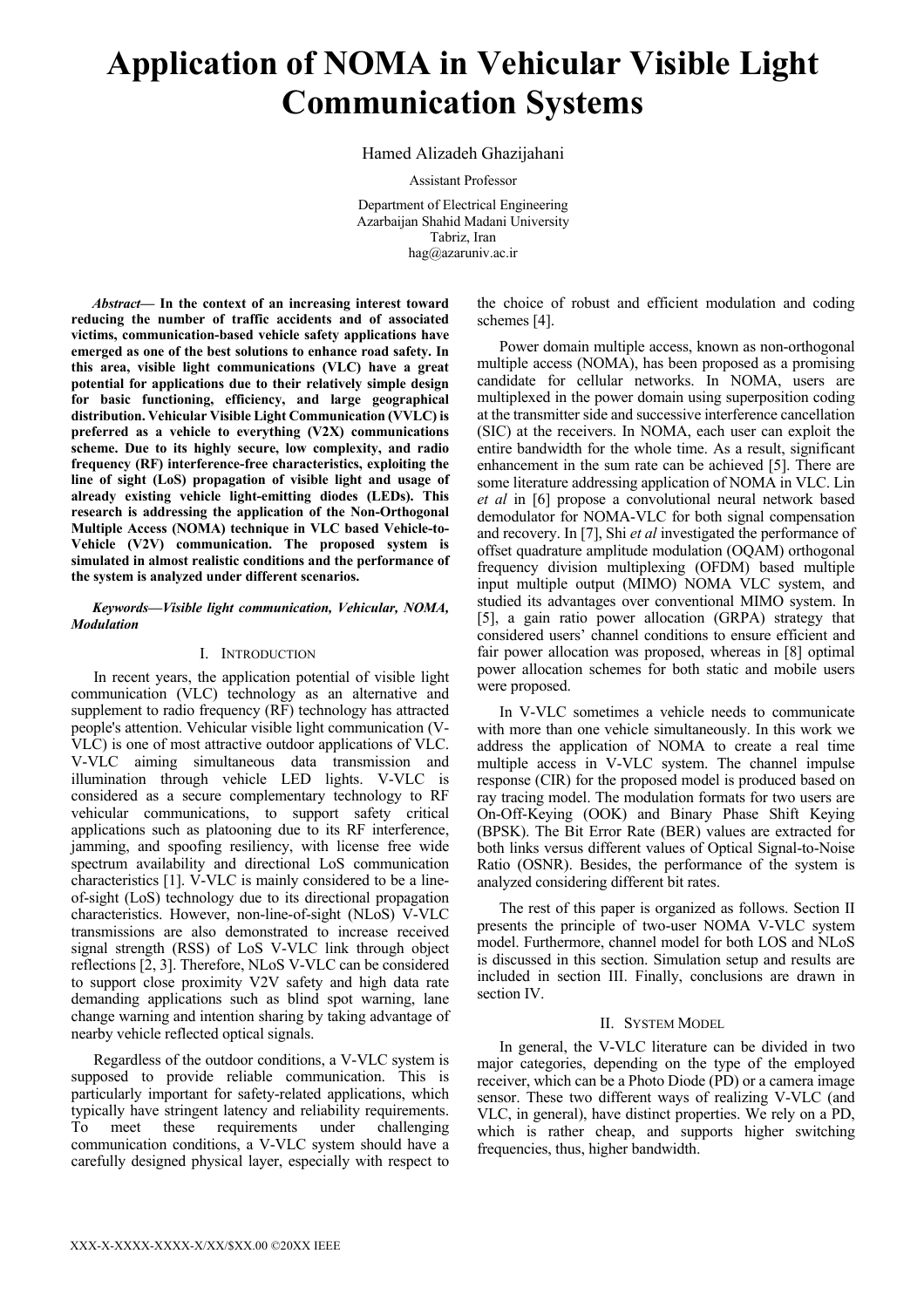# Application of NOMA in Vehicular Visible Light Communication Systems

Hamed Alizadeh Ghazijahani

Assistant Professor

Department of Electrical Engineering
Azarbaijan Shahid Madani University
Tabriz, Iran
hag@azaruniv.ac.ir

***Abstract*— In the context of an increasing interest toward reducing the number of traffic accidents and of associated victims, communication-based vehicle safety applications have emerged as one of the best solutions to enhance road safety. In this area, visible light communications (VLC) have a great potential for applications due to their relatively simple design for basic functioning, efficiency, and large geographical distribution. Vehicular Visible Light Communication (VVLC) is preferred as a vehicle to everything (V2X) communications scheme. Due to its highly secure, low complexity, and radio frequency (RF) interference-free characteristics, exploiting the line of sight (LoS) propagation of visible light and usage of already existing vehicle light-emitting diodes (LEDs). This research is addressing the application of the Non-Orthogonal Multiple Access (NOMA) technique in VLC based Vehicle-to-Vehicle (V2V) communication. The proposed system is simulated in almost realistic conditions and the performance of the system is analyzed under different scenarios.**

***Keywords—Visible light communication, Vehicular, NOMA, Modulation***

## I. Introduction

In recent years, the application potential of visible light communication (VLC) technology as an alternative and supplement to radio frequency (RF) technology has attracted people's attention. Vehicular visible light communication (V-VLC) is one of most attractive outdoor applications of VLC. V-VLC aiming simultaneous data transmission and illumination through vehicle LED lights. V-VLC is considered as a secure complementary technology to RF vehicular communications, to support safety critical applications such as platooning due to its RF interference, jamming, and spoofing resiliency, with license free wide spectrum availability and directional LoS communication characteristics [1]. V-VLC is mainly considered to be a line-of-sight (LoS) technology due to its directional propagation characteristics. However, non-line-of-sight (NLoS) V-VLC transmissions are also demonstrated to increase received signal strength (RSS) of LoS V-VLC link through object reflections [2, 3]. Therefore, NLoS V-VLC can be considered to support close proximity V2V safety and high data rate demanding applications such as blind spot warning, lane change warning and intention sharing by taking advantage of nearby vehicle reflected optical signals.

Regardless of the outdoor conditions, a V-VLC system is supposed to provide reliable communication. This is particularly important for safety-related applications, which typically have stringent latency and reliability requirements. To meet these requirements under challenging communication conditions, a V-VLC system should have a carefully designed physical layer, especially with respect to the choice of robust and efficient modulation and coding schemes [4].

Power domain multiple access, known as non-orthogonal multiple access (NOMA), has been proposed as a promising candidate for cellular networks. In NOMA, users are multiplexed in the power domain using superposition coding at the transmitter side and successive interference cancellation (SIC) at the receivers. In NOMA, each user can exploit the entire bandwidth for the whole time. As a result, significant enhancement in the sum rate can be achieved [5]. There are some literature addressing application of NOMA in VLC. Lin *et al* in [6] propose a convolutional neural network based demodulator for NOMA-VLC for both signal compensation and recovery. In [7], Shi *et al* investigated the performance of offset quadrature amplitude modulation (OQAM) orthogonal frequency division multiplexing (OFDM) based multiple input multiple output (MIMO) NOMA VLC system, and studied its advantages over conventional MIMO system. In [5], a gain ratio power allocation (GRPA) strategy that considered users' channel conditions to ensure efficient and fair power allocation was proposed, whereas in [8] optimal power allocation schemes for both static and mobile users were proposed.

In V-VLC sometimes a vehicle needs to communicate with more than one vehicle simultaneously. In this work we address the application of NOMA to create a real time multiple access in V-VLC system. The channel impulse response (CIR) for the proposed model is produced based on ray tracing model. The modulation formats for two users are On-Off-Keying (OOK) and Binary Phase Shift Keying (BPSK). The Bit Error Rate (BER) values are extracted for both links versus different values of Optical Signal-to-Noise Ratio (OSNR). Besides, the performance of the system is analyzed considering different bit rates.

The rest of this paper is organized as follows. Section II presents the principle of two-user NOMA V-VLC system model. Furthermore, channel model for both LOS and NLoS is discussed in this section. Simulation setup and results are included in section III. Finally, conclusions are drawn in section IV.

## II. System Model

In general, the V-VLC literature can be divided in two major categories, depending on the type of the employed receiver, which can be a Photo Diode (PD) or a camera image sensor. These two different ways of realizing V-VLC (and VLC, in general), have distinct properties. We rely on a PD, which is rather cheap, and supports higher switching frequencies, thus, higher bandwidth.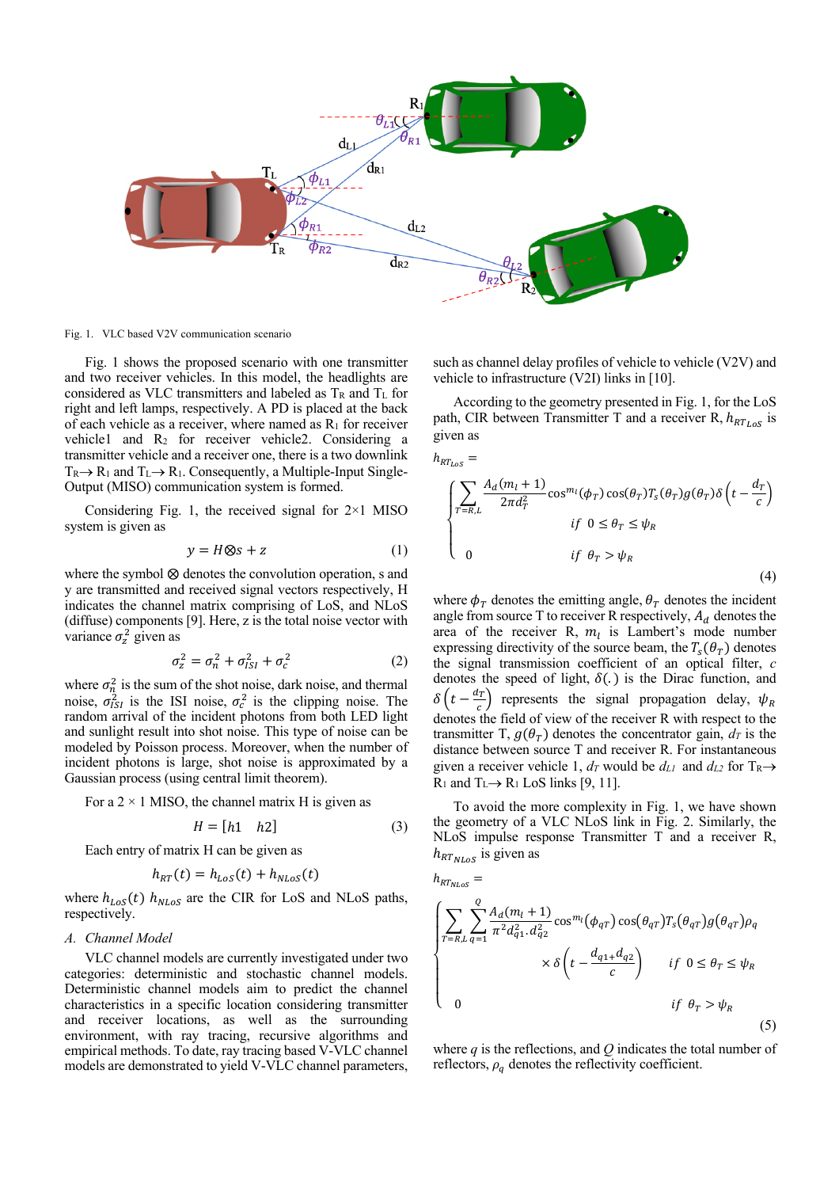Fig. 1. VLC based V2V communication scenario

Fig. 1 shows the proposed scenario with one transmitter and two receiver vehicles. In this model, the headlights are considered as VLC transmitters and labeled as $T_R$ and $T_L$ for right and left lamps, respectively. A PD is placed at the back of each vehicle as a receiver, where named as $R_1$ for receiver vehicle1 and $R_2$ for receiver vehicle2. Considering a transmitter vehicle and a receiver one, there is a two downlink $T_R \rightarrow R_1$ and $T_L \rightarrow R_1$. Consequently, a Multiple-Input Single-Output (MISO) communication system is formed.

Considering Fig. 1, the received signal for 2×1 MISO system is given as

$$y = H \otimes s + z \tag{1}$$

where the symbol $\otimes$ denotes the convolution operation, s and y are transmitted and received signal vectors respectively, H indicates the channel matrix comprising of LoS, and NLoS (diffuse) components [9]. Here, z is the total noise vector with variance $\sigma_z^2$ given as

$$\sigma_z^2 = \sigma_n^2 + \sigma_{ISI}^2 + \sigma_c^2 \tag{2}$$

where $\sigma_n^2$ is the sum of the shot noise, dark noise, and thermal noise, $\sigma_{ISI}^2$ is the ISI noise, $\sigma_c^2$ is the clipping noise. The random arrival of the incident photons from both LED light and sunlight result into shot noise. This type of noise can be modeled by Poisson process. Moreover, when the number of incident photons is large, shot noise is approximated by a Gaussian process (using central limit theorem).

For a 2 × 1 MISO, the channel matrix H is given as

$$H = [h1 \quad h2] \tag{3}$$

Each entry of matrix H can be given as

$$h_{RT}(t) = h_{LoS}(t) + h_{NLoS}(t)$$

where $h_{LoS}(t)$ $h_{NLoS}$ are the CIR for LoS and NLoS paths, respectively.

### A. Channel Model

VLC channel models are currently investigated under two categories: deterministic and stochastic channel models. Deterministic channel models aim to predict the channel characteristics in a specific location considering transmitter and receiver locations, as well as the surrounding environment, with ray tracing, recursive algorithms and empirical methods. To date, ray tracing based V-VLC channel models are demonstrated to yield V-VLC channel parameters, such as channel delay profiles of vehicle to vehicle (V2V) and vehicle to infrastructure (V2I) links in [10].

According to the geometry presented in Fig. 1, for the LoS path, CIR between Transmitter T and a receiver R, $h_{RT_{LoS}}$ is given as

$$h_{RT_{LoS}} = \begin{cases} \sum_{T=R,L} \frac{A_d(m_l+1)}{2\pi d_T^2} \cos^{m_l}(\phi_T)\cos(\theta_T)T_s(\theta_T)g(\theta_T)\delta\left(t-\frac{d_T}{c}\right) & if\ 0 \le \theta_T \le \psi_R \\ 0 & if\ \theta_T > \psi_R \end{cases} \tag{4}$$

where $\phi_T$ denotes the emitting angle, $\theta_T$ denotes the incident angle from source T to receiver R respectively, $A_d$ denotes the area of the receiver R, $m_l$ is Lambert's mode number expressing directivity of the source beam, the $T_s(\theta_T)$ denotes the signal transmission coefficient of an optical filter, c denotes the speed of light, $\delta(.)$ is the Dirac function, and $\delta\left(t-\frac{d_T}{c}\right)$ represents the signal propagation delay, $\psi_R$ denotes the field of view of the receiver R with respect to the transmitter T, $g(\theta_T)$ denotes the concentrator gain, $d_T$ is the distance between source T and receiver R. For instantaneous given a receiver vehicle 1, $d_T$ would be $d_{L1}$ and $d_{L2}$ for $T_R \rightarrow R_1$ and $T_L \rightarrow R_1$ LoS links [9, 11].

To avoid the more complexity in Fig. 1, we have shown the geometry of a VLC NLoS link in Fig. 2. Similarly, the NLoS impulse response Transmitter T and a receiver R, $h_{RT_{NLoS}}$ is given as

$$h_{RT_{NLoS}} = \begin{cases} \sum_{T=R,L}\sum_{q=1}^{Q} \frac{A_d(m_l+1)}{\pi^2 d_{q1}^2 . d_{q2}^2} \cos^{m_l}(\phi_{qT})\cos(\theta_{qT})T_s(\theta_{qT})g(\theta_{qT})\rho_q \times \delta\left(t-\frac{d_{q1+}d_{q2}}{c}\right) & if\ 0 \le \theta_T \le \psi_R \\ 0 & if\ \theta_T > \psi_R \end{cases} \tag{5}$$

where $q$ is the reflections, and $Q$ indicates the total number of reflectors, $\rho_q$ denotes the reflectivity coefficient.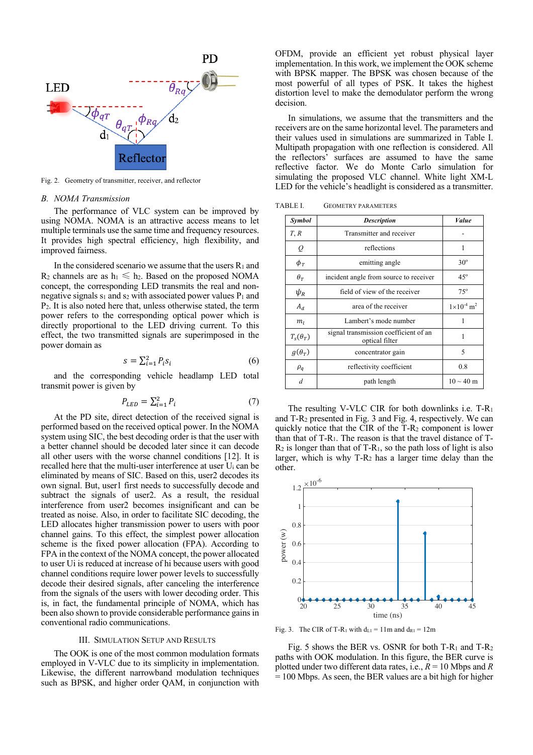Fig. 2. Geometry of transmitter, receiver, and reflector

### B. NOMA Transmission

The performance of VLC system can be improved by using NOMA. NOMA is an attractive access means to let multiple terminals use the same time and frequency resources. It provides high spectral efficiency, high flexibility, and improved fairness.

In the considered scenario we assume that the users $R_1$ and $R_2$ channels are as $h_1 \leqslant h_2$. Based on the proposed NOMA concept, the corresponding LED transmits the real and non-negative signals $s_1$ and $s_2$ with associated power values $P_1$ and $P_2$. It is also noted here that, unless otherwise stated, the term power refers to the corresponding optical power which is directly proportional to the LED driving current. To this effect, the two transmitted signals are superimposed in the power domain as

$$s = \sum_{i=1}^{2} P_i s_i \tag{6}$$

and the corresponding vehicle headlamp LED total transmit power is given by

$$P_{LED} = \sum_{i=1}^{2} P_i \tag{7}$$

At the PD site, direct detection of the received signal is performed based on the received optical power. In the NOMA system using SIC, the best decoding order is that the user with a better channel should be decoded later since it can decode all other users with the worse channel conditions [12]. It is recalled here that the multi-user interference at user $U_i$ can be eliminated by means of SIC. Based on this, user2 decodes its own signal. But, user1 first needs to successfully decode and subtract the signals of user2. As a result, the residual interference from user2 becomes insignificant and can be treated as noise. Also, in order to facilitate SIC decoding, the LED allocates higher transmission power to users with poor channel gains. To this effect, the simplest power allocation scheme is the fixed power allocation (FPA). According to FPA in the context of the NOMA concept, the power allocated to user Ui is reduced at increase of hi because users with good channel conditions require lower power levels to successfully decode their desired signals, after canceling the interference from the signals of the users with lower decoding order. This is, in fact, the fundamental principle of NOMA, which has been also shown to provide considerable performance gains in conventional radio communications.

## III. Simulation Setup and Results

The OOK is one of the most common modulation formats employed in V-VLC due to its simplicity in implementation. Likewise, the different narrowband modulation techniques such as BPSK, and higher order QAM, in conjunction with OFDM, provide an efficient yet robust physical layer implementation. In this work, we implement the OOK scheme with BPSK mapper. The BPSK was chosen because of the most powerful of all types of PSK. It takes the highest distortion level to make the demodulator perform the wrong decision.

In simulations, we assume that the transmitters and the receivers are on the same horizontal level. The parameters and their values used in simulations are summarized in Table I. Multipath propagation with one reflection is considered. All the reflectors' surfaces are assumed to have the same reflective factor. We do Monte Carlo simulation for simulating the proposed VLC channel. White light XM-L LED for the vehicle's headlight is considered as a transmitter.

TABLE I. Geometry Parameters

| Symbol | Description | Value |
|---|---|---|
| $T, R$ | Transmitter and receiver | - |
| $Q$ | reflections | 1 |
| $\phi_T$ | emitting angle | 30° |
| $\theta_T$ | incident angle from source to receiver | 45° |
| $\psi_R$ | field of view of the receiver | 75° |
| $A_d$ | area of the receiver | $1\times10^{-4}$ m$^2$ |
| $m_l$ | Lambert's mode number | 1 |
| $T_s(\theta_T)$ | signal transmission coefficient of an optical filter | 1 |
| $g(\theta_T)$ | concentrator gain | 5 |
| $\rho_q$ | reflectivity coefficient | 0.8 |
| $d$ | path length | 10 ~ 40 m |

The resulting V-VLC CIR for both downlinks i.e. T-$R_1$ and T-$R_2$ presented in Fig. 3 and Fig. 4, respectively. We can quickly notice that the CIR of the T-$R_2$ component is lower than that of T-$R_1$. The reason is that the travel distance of T-$R_2$ is longer than that of T-$R_1$, so the path loss of light is also larger, which is why T-$R_2$ has a larger time delay than the other.

Fig. 3. The CIR of T-$R_1$ with $d_{L1}$ = 11m and $d_{R1}$ = 12m

Fig. 5 shows the BER vs. OSNR for both T-$R_1$ and T-$R_2$ paths with OOK modulation. In this figure, the BER curve is plotted under two different data rates, i.e., $R$ = 10 Mbps and $R$ = 100 Mbps. As seen, the BER values are a bit high for higher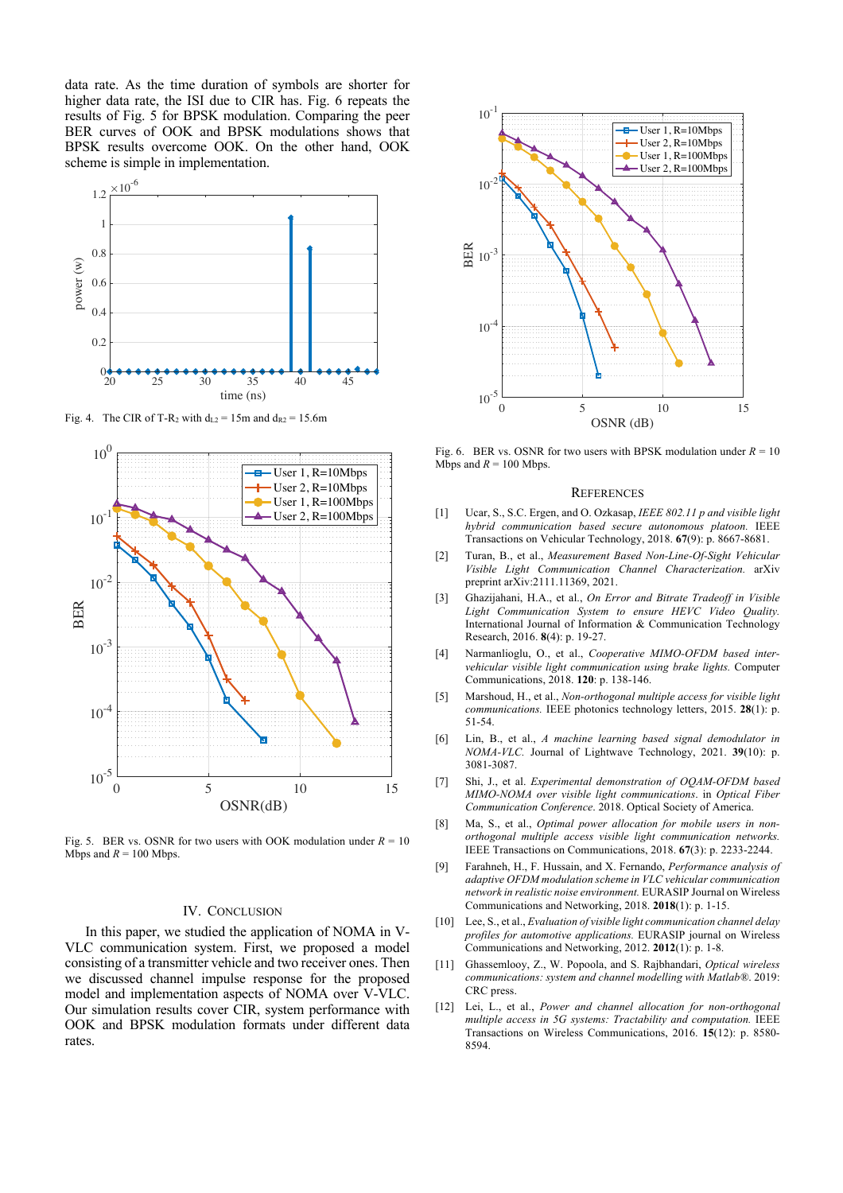data rate. As the time duration of symbols are shorter for higher data rate, the ISI due to CIR has. Fig. 6 repeats the results of Fig. 5 for BPSK modulation. Comparing the peer BER curves of OOK and BPSK modulations shows that BPSK results overcome OOK. On the other hand, OOK scheme is simple in implementation.

1.2 ×10⁻⁶
1
0.8
0.6
0.4
0.2
0
power (w)
20 25 30 35 40 45
time (ns)

Fig. 4. The CIR of T-R$_2$ with $d_{L2}$ = 15m and $d_{R2}$ = 15.6m

$10^0$
$10^{-1}$
$10^{-2}$
$10^{-3}$
$10^{-4}$
$10^{-5}$
BER
0 5 10 15
OSNR(dB)
User 1, R=10Mbps
User 2, R=10Mbps
User 1, R=100Mbps
User 2, R=100Mbps

Fig. 5. BER vs. OSNR for two users with OOK modulation under *R* = 10 Mbps and *R* = 100 Mbps.

## IV. Conclusion

In this paper, we studied the application of NOMA in V-VLC communication system. First, we proposed a model consisting of a transmitter vehicle and two receiver ones. Then we discussed channel impulse response for the proposed model and implementation aspects of NOMA over V-VLC. Our simulation results cover CIR, system performance with OOK and BPSK modulation formats under different data rates.

$10^{-1}$
$10^{-2}$
$10^{-3}$
$10^{-4}$
$10^{-5}$
BER
0 5 10 15
OSNR (dB)
User 1, R=10Mbps
User 2, R=10Mbps
User 1, R=100Mbps
User 2, R=100Mbps

Fig. 6. BER vs. OSNR for two users with BPSK modulation under *R* = 10 Mbps and *R* = 100 Mbps.

## References

[1] Ucar, S., S.C. Ergen, and O. Ozkasap, *IEEE 802.11 p and visible light hybrid communication based secure autonomous platoon.* IEEE Transactions on Vehicular Technology, 2018. **67**(9): p. 8667-8681.

[2] Turan, B., et al., *Measurement Based Non-Line-Of-Sight Vehicular Visible Light Communication Channel Characterization.* arXiv preprint arXiv:2111.11369, 2021.

[3] Ghazijahani, H.A., et al., *On Error and Bitrate Tradeoff in Visible Light Communication System to ensure HEVC Video Quality.* International Journal of Information & Communication Technology Research, 2016. **8**(4): p. 19-27.

[4] Narmanlioglu, O., et al., *Cooperative MIMO-OFDM based inter-vehicular visible light communication using brake lights.* Computer Communications, 2018. **120**: p. 138-146.

[5] Marshoud, H., et al., *Non-orthogonal multiple access for visible light communications.* IEEE photonics technology letters, 2015. **28**(1): p. 51-54.

[6] Lin, B., et al., *A machine learning based signal demodulator in NOMA-VLC.* Journal of Lightwave Technology, 2021. **39**(10): p. 3081-3087.

[7] Shi, J., et al. *Experimental demonstration of OQAM-OFDM based MIMO-NOMA over visible light communications.* in *Optical Fiber Communication Conference*. 2018. Optical Society of America.

[8] Ma, S., et al., *Optimal power allocation for mobile users in non-orthogonal multiple access visible light communication networks.* IEEE Transactions on Communications, 2018. **67**(3): p. 2233-2244.

[9] Farahneh, H., F. Hussain, and X. Fernando, *Performance analysis of adaptive OFDM modulation scheme in VLC vehicular communication network in realistic noise environment.* EURASIP Journal on Wireless Communications and Networking, 2018. **2018**(1): p. 1-15.

[10] Lee, S., et al., *Evaluation of visible light communication channel delay profiles for automotive applications.* EURASIP journal on Wireless Communications and Networking, 2012. **2012**(1): p. 1-8.

[11] Ghassemlooy, Z., W. Popoola, and S. Rajbhandari, *Optical wireless communications: system and channel modelling with Matlab®.* 2019: CRC press.

[12] Lei, L., et al., *Power and channel allocation for non-orthogonal multiple access in 5G systems: Tractability and computation.* IEEE Transactions on Wireless Communications, 2016. **15**(12): p. 8580-8594.